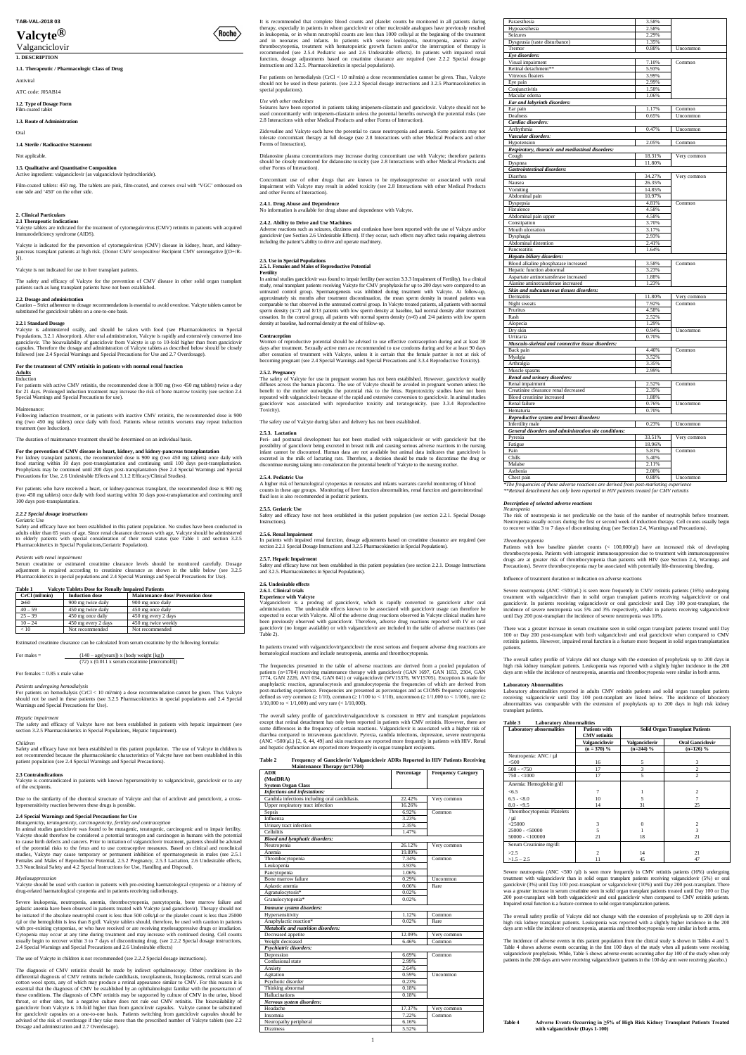TAB-VAL-2018 03

# Valcyte®

Valganciclovir

## 1. DESCRIPTION

### 1.1. Therapeutic / Pharmacologic Class of Drug

Antiviral

ATC code: J05AB14

### 1.2. Type of Dosage Form

Film-coated tablet

### 1.3. Route of Administration

Oral

### 1.4. Sterile / Radioactive Statement

Not applicable.

### 1.5. Qualitative and Quantitative Composition

Active ingredient: valganciclovir (as valganciclovir hydrochloride).

Film-coated tablets: 450 mg. The tablets are pink, film-coated, and convex oval with 'VGC' embossed on one side and '450' on the other side.

## 2. Clinical Particulars

### 2.1 Therapeutic Indications

Valcyte tablets are indicated for the treatment of cytomegalovirus (CMV) retinitis in patients with acquired immunodeficiency syndrome (AIDS).

Valcyte is indicated for the prevention of cytomegalovirus (CMV) disease in kidney, heart, and kidney-pancreas transplant patients at high risk. (Donor CMV seropositive/ Recipient CMV seronegative [(D+/R-)]).

Valcyte is not indicated for use in liver transplant patients.

The safety and efficacy of Valcyte for the prevention of CMV disease in other solid organ transplant patients such as lung transplant patients have not been established.

### 2.2. Dosage and administration

Caution – Strict adherence to dosage recommendations is essential to avoid overdose. Valcyte tablets cannot be substituted for ganciclovir tablets on a one-to-one basis.

#### 2.2.1 Standard Dosage

Valcyte is administered orally, and should be taken with food (see Pharmacokinetics in Special Populations, 3.2.1 Absorption). After oral administration, Valcyte is rapidly and extensively converted into ganciclovir. The bioavailability of ganciclovir from Valcyte is up to 10-fold higher than from ganciclovir capsules. Therefore the dosage and administration of Valcyte tablets as described below should be closely followed (see 2.4 Special Warnings and Special Precautions for Use and 2.7 Overdosage).

**For the treatment of CMV retinitis in patients with normal renal function**

**Adults**

Induction

For patients with active CMV retinitis, the recommended dose is 900 mg (two 450 mg tablets) twice a day for 21 days. Prolonged induction treatment may increase the risk of bone marrow toxicity (see section 2.4 Special Warnings and Special Precautions for use).

Maintenance:

Following induction treatment, or in patients with inactive CMV retinitis, the recommended dose is 900 mg (two 450 mg tablets) once daily with food. Patients whose retinitis worsens may repeat induction treatment (see Induction).

The duration of maintenance treatment should be determined on an individual basis.

**For the prevention of CMV disease in heart, kidney, and kidney-pancreas transplantation**

For kidney transplant patients, the recommended dose is 900 mg (two 450 mg tablets) once daily with food starting within 10 days post-transplantation and continuing until 100 days post-transplantation. Prophylaxis may be continued until 200 days post-transplantation (See 2.4 Special Warnings and Special Precautions for Use, 2.6 Undesirable Effects and 3.1.2 Efficacy/Clinical Studies).

For patients who have received a heart, or kidney-pancreas transplant, the recommended dose is 900 mg (two 450 mg tablets) once daily with food starting within 10 days post-transplantation and continuing until 100 days post-transplantation.

#### *2.2.2 Special dosage instructions*

Geriatric Use

Safety and efficacy have not been established in this patient population. No studies have been conducted in adults older than 65 years of age. Since renal clearance decreases with age, Valcyte should be administered to elderly patients with special consideration of their renal status (see Table 1 and section 3.2.5 Pharmacokinetics in Special Populations,Geriatric Population).

*Patients with renal impairment*

Serum creatinine or estimated creatinine clearance levels should be monitored carefully. Dosage adjustment is required according to creatinine clearance as shown in the table below (see 3.2.5 Pharmacokinetics in special populations and 2.4 Special Warnings and Special Precautions for Use).

**Table 1 Valcyte Tablets Dose for Renally Impaired Patients**

| CrCl (ml/min) | Induction dose | Maintenance dose/ Prevention dose |
|---|---|---|
| ≥60 | 900 mg twice daily | 900 mg once daily |
| 40 – 59 | 450 mg twice daily | 450 mg once daily |
| 25 – 39 | 450 mg once daily | 450 mg every 2 days |
| 10 – 24 | 450 mg every 2 days | 450 mg twice weekly |
| < 10 | Not recommended | Not recommended |

Estimated creatinine clearance can be calculated from serum creatinine by the following formula:

$$\text{For males} = \frac{(140 - \text{age[years]}) \times (\text{body weight [kg]})}{(72) \times (0.011 \times \text{serum creatinine [micromol/l]})}$$

For females = 0.85 x male value

*Patients undergoing hemodialysis*

For patients on hemodialysis (CrCl < 10 ml/min) a dose recommendation cannot be given. Thus Valcyte should not be used in these patients (see 3.2.5 Pharmacokinetics in special populations and 2.4 Special Warnings and Special Precautions for Use).

*Hepatic impairment*

The safety and efficacy of Valcyte have not been established in patients with hepatic impairment (see section 3.2.5 Pharmacokinetics in Special Populations, Hepatic Impairment).

*Children*

Safety and efficacy have not been established in this patient population. The use of Valcyte in children is not recommended because the pharmacokinetic characteristics of Valcyte have not been established in this patient population (see 2.4 Special Warnings and Special Precautions).

### 2.3 Contraindications

Valcyte is contraindicated in patients with known hypersensitivity to valganciclovir, ganciclovir or to any of the excipients.

Due to the similarity of the chemical structure of Valcyte and that of aciclovir and penciclovir, a cross-hypersensitivity reaction between these drugs is possible.

### 2.4 Special Warnings and Special Precautions for Use

*Mutagenicity, teratogenicity, carcinogenicity, fertility and contraception*

In animal studies ganciclovir was found to be mutagenic, teratogenic, carcinogenic and to impair fertility. Valcyte should therefore be considered a potential teratogen and carcinogen in humans with the potential to cause birth defects and cancers. Prior to initiation of valganciclovir treatment, patients should be advised of the potential risks to the fetus and to use contraceptive measures. Based on clinical and nonclinical studies, Valcyte may cause temporary or permanent inhibition of spermatogenesis in males (see 2.5.1 Females and Males of Reproductive Potential, 2.5.2 Pregnancy, 2.5.3 Lactation, 2.6 Undesirable effects, 3.3 Nonclinical Safety and 4.2 Special Instructions for Use, Handling, and Disposal).

*Myelosuppression*

Valcyte should be used with caution in patients with pre-existing haematological cytopenia or a history of drug-related haematological cytopenia and in patients receiving radiotherapy.

Severe leukopenia, neutropenia, anemia, thrombocytopenia, pancytopenia, bone marrow failure and aplastic anemia have been observed in patients treated with Valcyte (and ganciclovir). Therapy should not be initiated if the absolute neutrophil count is less than 500 cells/µl or the platelet count is less than 25000 /µl or the hemoglobin is less than 8 g/dl. Valcyte tablets should, therefore, be used with caution in patients with pre-existing cytopenias, or who have received or are receiving myelosuppressive drugs or irradiation. Cytopenia may occur at any time during treatment and may increase with continued dosing. Cell counts usually begin to recover within 3 to 7 days of discontinuing drug. (see 2.2.2 Special dosage instructions, 2.4 Special Warnings and Special Precautions and 2.6 Undesirable effects)

The use of Valcyte in children is not recommended (see 2.2.2 Special dosage instructions).

The diagnosis of CMV retinitis should be made by indirect opthalmoscopy. Other conditions in the differential diagnosis of CMV retinitis include candidiasis, toxoplasmosis, histoplasmosis, retinal scars and cotton wool spots, any of which may produce a retinal appearance similar to CMV. For this reason it is essential that the diagnosis of CMV be established by an ophthalmologist familiar with the presentation of these conditions. The diagnosis of CMV retinitis may be supported by culture of CMV in the urine, blood throat, or other sites, but a negative culture does not rule out CMV retinitis. The bioavailability of ganciclovir from Valcyte is up to 10-fold higher than from ganciclovir capsules. Valcyte cannot be substituted for ganciclovir capsules on a one-to-one basis. Patients switching from ganciclovir capsules should be advised of the risk of overdosage if they take more than the prescribed number of Valcyte tablets (see 2.2 Dosage and administration and 2.7 Overdosage).

It is recommended that complete blood counts and platelet counts be monitored in all patients during therapy, especially in patients in whom ganciclovir or other nucleoside analogues have previously resulted in leukopenia, or in whom neutrophil counts are less than 1000 cells/µl at the beginning of the treatment and in neonates and infants. In patients with severe leukopenia, neutropenia, anemia and/or thrombocytopenia, treatment with hematopoietic growth factors and/or the interruption of therapy is recommended (see 2.5.4 Pediatric use and 2.6 Undesirable effects). For patients with impaired renal function, dosage adjustments based on creatinine clearance are required (see 2.2.2 Special dosage instructions and 3.2.5. Pharmacokinetics in special populations).

For patients on hemodialysis (CrCl < 10 ml/min) a dose recommendation cannot be given. Thus, Valcyte should not be used in these patients. (see 2.2.2 Special dosage instructions and 3.2.5 Pharmacokinetics in special populations).

*Use with other medicines*

Seizures have been reported in patients taking imipenem-cilastatin and ganciclovir. Valcyte should not be used concomitantly with imipenem-cilastatin unless the potential benefits outweigh the potential risks (see 2.8 Interactions with other Medical Products and other Forms of Interaction).

Zidovudine and Valcyte each have the potential to cause neutropenia and anemia. Some patients may not tolerate concomitant therapy at full dosage (see 2.8 Interactions with other Medical Products and other Forms of Interaction).

Didanosine plasma concentrations may increase during concomitant use with Valcyte; therefore patients should be closely monitored for didanosine toxicity (see 2.8 Interactions with other Medical Products and other Forms of Interaction).

Concomitant use of other drugs that are known to be myelosuppressive or associated with renal impairment with Valcyte may result in added toxicity (see 2.8 Interactions with other Medical Products and other Forms of Interaction).

#### 2.4.1. Drug Abuse and Dependence

No information is available for drug abuse and dependence with Valcyte.

#### 2.4.2. Ability to Drive and Use Machines

Adverse reactions such as seizures, dizziness and confusion have been reported with the use of Valcyte and/or ganciclovir (see Section 2.6 Undesirable Effects). If they occur, such effects may affect tasks requiring alertness including the patient's ability to drive and operate machinery.

### 2.5. Use in Special Populations

#### 2.5.1. Females and Males of Reproductive Potential

**Fertility**

In animal studies ganciclovir was found to impair fertility (see section 3.3.3 Impairment of Fertility). In a clinical study, renal transplant patients receiving Valcyte for CMV prophylaxis for up to 200 days were compared to an untreated control group. Spermatogenesis was inhibited during treatment with Valcyte. At follow-up, approximately six months after treatment discontinuation, the mean sperm density in treated patients was comparable to that observed in the untreated control group. In Valcyte treated patients, all patients with normal sperm density (n=7) and 8/13 patients with low sperm density at baseline, had normal density after treatment cessation. In the control group, all patients with normal sperm density (n=6) and 2/4 patients with low sperm density at baseline, had normal density at the end of follow-up.

**Contraception**

Women of reproductive potential should be advised to use effective contraception during and at least 30 days after treatment. Sexually active men are recommended to use condoms during and for at least 90 days after cessation of treatment with Valcyte, unless it is certain that the female partner is not at risk of becoming pregnant (see 2.4 Special Warnings and Special Precautions and 3.3.4 Reproductive Toxicity).

#### 2.5.2. Pregnancy

The safety of Valcyte for use in pregnant women has not been established. However, ganciclovir readily diffuses across the human placenta. The use of Valcyte should be avoided in pregnant women unless the benefit to the mother outweighs the potential risk to the fetus. Reprotoxicity studies have not been repeated with valganciclovir because of the rapid and extensive conversion to ganciclovir. In animal studies ganciclovir was associated with reproductive toxicity and teratogenicity. (see 3.3.4 Reproductive Toxicity).

The safety of Valcyte during labor and delivery has not been established.

#### 2.5.3. Lactation

Peri- and postnatal development has not been studied with valganciclovir or with ganciclovir but the possibility of ganciclovir being excreted in breast milk and causing serious adverse reactions in the nursing infant cannot be discounted. Human data are not available but animal data indicates that ganciclovir is excreted in the milk of lactating rats. Therefore, a decision should be made to discontinue the drug or discontinue nursing taking into consideration the potential benefit of Valcyte to the nursing mother.

#### 2.5.4. Pediatric Use

A higher risk of hematological cytopenias in neonates and infants warrants careful monitoring of blood counts in these age groups. Monitoring of liver function abnormalities, renal function and gastrointestinal fluid loss is also recommended in pediatric patients.

#### 2.5.5. Geriatric Use

Safety and efficacy have not been established in this patient population (see section 2.2.1. Special Dosage Instructions).

#### 2.5.6. Renal Impairment

In patients with impaired renal function, dosage adjustments based on creatinine clearance are required (see section 2.2.1 Special Dosage Instructions and 3.2.5 Pharmacokinetics in Special Populations).

#### 2.5.7. Hepatic Impairment

Safety and efficacy have not been established in this patient population (see section 2.2.1. Dosage Instructions and 3.2.5. Pharmacokinetics in Special Populations).

### 2.6. Undesirable effects

#### 2.6.1. Clinical trials

**Experience with Valcyte**

Valganciclovir is a prodrug of ganciclovir, which is rapidly converted to ganciclovir after oral administration. The undesirable effects known to be associated with ganciclovir usage can therefore be expected to occur with Valcyte. All of the adverse drug reactions observed in Valcyte clinical studies have been previously observed with ganciclovir. Therefore, adverse drug reactions reported with IV or oral ganciclovir (no longer available) or with valganciclovir are included in the table of adverse reactions (see Table 2).

In patients treated with valganciclovir/ganciclovir the most serious and frequent adverse drug reactions are hematological reactions and include neutropenia, anemia and thrombocytopenia.

The frequencies presented in the table of adverse reactions are derived from a pooled population of patients (n=1704) receiving maintenance therapy with ganciclovir (GAN 1697, GAN 1653, 2304, GAN 1774, GAN 2226, AVI 034, GAN 041) or valganciclovir (WV15376, WV15705). Exception is made for anaphylactic reaction, agranulocytosis and granulocytopenia the frequencies of which are derived from post-marketing experience. Frequencies are presented as percentages and as CIOMS frequency categories defined as very common (≥ 1/10), common (≥ 1/100 to < 1/10), uncommon (≥ 1/1,000 to < 1/100), rare (≥ 1/10,000 to < 1/1,000) and very rare (< 1/10,000).

The overall safety profile of ganciclovir/valganciclovir is consistent in HIV and transplant populations except that retinal detachment has only been reported in patients with CMV retinitis. However, there are some differences in the frequency of certain reactions. Valganciclovir is associated with a higher risk of diarrhea compared to intravenous ganciclovir. Pyrexia, candida infections, depression, severe neutropenia (ANC <500/µL) [2, 6, 44, 49] and skin reactions are reported more frequently in patients with HIV. Renal and hepatic dysfunction are reported more frequently in organ transplant recipients.

**Table 2 Frequency of Ganciclovir/ Valganciclovir ADRs Reported in HIV Patients Receiving Maintenance Therapy (n=1704)**

| ADR (MedDRA) System Organ Class | Percentage | Frequency Category |
|---|---|---|
| ***Infections and infestations:*** | | |
| Candida infections including oral candidiasis. | 22.42% | Very common |
| Upper respiratory tract infection | 16.26% | |
| Sepsis | 6.92% | Common |
| Influenza | 3.23% | |
| Urinary tract infection | 2.35% | |
| Cellulitis | 1.47% | |
| ***Blood and lymphatic disorders:*** | | |
| Neutropenia | 26.12% | Very common |
| Anemia | 19.89% | |
| Thrombocytopenia | 7.34% | Common |
| Leukopenia | 3.93% | |
| Pancytopenia | 1.06% | |
| Bone marrow failure | 0.29% | Uncommon |
| Aplastic anemia | 0.06% | Rare |
| Agranulocytosis* | 0.02% | |
| Granulocytopenia* | 0.02% | |
| ***Immune system disorders:*** | | |
| Hypersensitivity | 1.12% | Common |
| Anaphylactic reaction* | 0.02% | Rare |
| ***Metabolic and nutrition disorders:*** | | |
| Decreased appetite | 12.09% | Very common |
| Weight decreased | 6.46% | Common |
| ***Psychiatric disorders:*** | | |
| Depression | 6.69% | Common |
| Confusional state | 2.99% | |
| Anxiety | 2.64% | |
| Agitation | 0.59% | Uncommon |
| Psychotic disorder | 0.23% | |
| Thinking abnormal | 0.18% | |
| Hallucinations | 0.18% | |
| ***Nervous system disorders:*** | | |
| Headache | 17.37% | Very common |
| Insomnia | 7.22% | Common |
| Neuropathy peripheral | 6.16% | |
| Dizziness | 5.52% | |
| Paraesthesia | 3.58% | |
| Hypoaesthesia | 2.58% | |
| Seizures | 2.29% | |
| Dysgeusia (taste disturbance) | 1.35% | |
| Tremor | 0.88% | Uncommon |
| ***Eye disorders:*** | | |
| Visual impairment | 7.10% | Common |
| Retinal detachment** | 5.93% | |
| Vitreous floaters | 3.99% | |
| Eye pain | 2.99% | |
| Conjunctivitis | 1.58% | |
| Macular edema | 1.06% | |
| ***Ear and labyrinth disorders:*** | | |
| Ear pain | 1.17% | Common |
| Deafness | 0.65% | Uncommon |
| ***Cardiac disorders:*** | | |
| Arrhythmia | 0.47% | Uncommon |
| ***Vascular disorders:*** | | |
| Hypotension | 2.05% | Common |
| ***Respiratory, thoracic and mediastinal disorders:*** | | |
| Cough | 18.31% | Very common |
| Dyspnea | 11.80% | |
| ***Gastrointestinal disorders:*** | | |
| Diarrhea | 34.27% | Very common |
| Nausea | 26.35% | |
| Vomiting | 14.85% | |
| Abdominal pain | 10.97% | |
| Dyspepsia | 4.81% | Common |
| Flatulence | 4.58% | |
| Abdominal pain upper | 4.58% | |
| Constipation | 3.70% | |
| Mouth ulceration | 3.17% | |
| Dysphagia | 2.93% | |
| Abdominal distention | 2.41% | |
| Pancreatitis | 1.64% | |
| ***Hepato-biliary disorders:*** | | |
| Blood alkaline phosphatase increased | 3.58% | Common |
| Hepatic function abnormal | 3.23% | |
| Aspartate aminotransferase increased | 1.88% | |
| Alanine aminotransferase increased | 1.23% | |
| ***Skin and subcutaneous tissues disorders:*** | | |
| Dermatitis | 11.80% | Very common |
| Night sweats | 7.92% | Common |
| Pruritus | 4.58% | |
| Rash | 2.52% | |
| Alopecia | 1.29% | |
| Dry skin | 0.94% | Uncommon |
| Urticaria | 0.70% | |
| ***Musculo-skeletal and connective tissue disorders:*** | | |
| Back pain | 4.46% | Common |
| Myalgia | 3.52% | |
| Arthralgia | 3.35% | |
| Muscle spasms | 2.99% | |
| ***Renal and urinary disorders:*** | | |
| Renal impairment | 2.52% | Common |
| Creatinine clearance renal decreased | 2.35% | |
| Blood creatinine increased | 1.88% | |
| Renal failure | 0.76% | Uncommon |
| Hematuria | 0.70% | |
| ***Reproductive system and breast disorders:*** | | |
| Infertility male | 0.23% | Uncommon |
| ***General disorders and administration site conditions:*** | | |
| Pyrexia | 33.51% | Very common |
| Fatigue | 18.96% | |
| Pain | 5.81% | Common |
| Chills | 5.40% | |
| Malaise | 2.11% | |
| Asthenia | 2.08% | |
| Chest pain | 0.88% | Uncommon |

*The frequencies of these adverse reactions are derived from post-marketing experience

**Retinal detachment has only been reported in HIV patients treated for CMV retinitis

#### *Description of selected adverse reactions*

*Neutropenia*

The risk of neutropenia is not predictable on the basis of the number of neutrophils before treatment. Neutropenia usually occurs during the first or second week of induction therapy. Cell counts usually begin to recover within 3 to 7 days of discontinuing drug (see Section 2.4, Warnings and Precautions).

*Thrombocytopenia*

Patients with low baseline platelet counts (< 100,000/µl) have an increased risk of developing thrombocytopenia. Patients with iatrogenic immunosuppression due to treatment with immunosuppressive drugs are at greater risk of thrombocytopenia than patients with HIV (see Section 2.4, Warnings and Precautions). Severe thrombocytopenia may be associated with potentially life-threatening bleeding.

Influence of treatment duration or indication on adverse reactions

Severe neutropenia (ANC <500/µL) is seen more frequently in CMV retinitis patients (16%) undergoing treatment with valganciclovir than in solid organ transplant patients receiving valganciclovir or oral ganciclovir. In patients receiving valganciclovir or oral ganciclovir until Day 100 post-transplant, the incidence of severe neutropenia was 5% and 3% respectively, whilst in patients receiving valganciclovir until Day 200 post-transplant the incidence of severe neutropenia was 10%.

There was a greater increase in serum creatinine seen in solid organ transplant patients treated until Day 100 or Day 200 post-transplant with both valganciclovir and oral ganciclovir when compared to CMV retinitis patients. However, impaired renal function is a feature more frequent in solid organ transplantation patients.

The overall safety profile of Valcyte did not change with the extension of prophylaxis up to 200 days in high risk kidney transplant patients. Leukopenia was reported with a slightly higher incidence in the 200 days arm while the incidence of neutropenia, anaemia and thrombocytopenia were similar in both arms.

**Laboratory Abnormalities**

Laboratory abnormalities reported in adults CMV retinitis patients and solid organ transplant patients receiving valganciclovir until Day 100 post-transplant are listed below. The incidence of laboratory abnormalities was comparable with the extension of prophylaxis up to 200 days in high risk kidney transplant patients.

**Table 3 Laboratory Abnormalities**

| Laboratory abnormalities | Patients with CMV retinitis | Solid Organ Transplant Patients | |
|---|---|---|---|
| | Valganciclovir (n = 370) % | Valganciclovir (n=244) % | Oral Ganciclovir (n=126) % |
| Neutropenia: ANC / µl | | | |
| <500 | 16 | 5 | 3 |
| 500 – <750 | 17 | 3 | 2 |
| 750 – <1000 | 17 | 5 | 2 |
| Anemia: Hemoglobin g/dl | | | |
| <6.5 | 7 | 1 | 2 |
| 6.5 - <8.0 | 10 | 5 | 7 |
| 8.0 - <9.5 | 14 | 31 | 25 |
| Thrombocytopenia: Platelets / µl | | | |
| <25000 | 3 | 0 | 2 |
| 25000 - <50000 | 5 | 1 | 3 |
| 50000 - <100000 | 21 | 18 | 21 |
| Serum Creatinine mg/dl: | | | |
| >2.5 | 2 | 14 | 21 |
| >1.5 – 2.5 | 11 | 45 | 47 |

Severe neutropenia (ANC <500 /µl) is seen more frequently in CMV retinitis patients (16%) undergoing treatment with valganciclovir than in solid organ transplant patients receiving valganciclovir (5%) or oral ganciclovir (3%) until Day 100 post-transplant or valganciclovir (10%) until Day 200 post-transplant. There was a greater increase in serum creatinine seen in solid organ transplant patients treated until Day 100 or Day 200 post-transplant with both valganciclovir and oral ganciclovir when compared to CMV retinitis patients. Impaired renal function is a feature common to solid organ transplantation patients.

The overall safety profile of Valcyte did not change with the extension of prophylaxis up to 200 days in high risk kidney transplant patients. Leukopenia was reported with a slightly higher incidence in the 200 days arm while the incidence of neutropenia, anaemia and thrombocytopenia were similar in both arms.

The incidence of adverse events in this patient population from the clinical study is shown in Tables 4 and 5. Table 4 shows adverse events occurring in the first 100 days of the study when all patients were receiving valganciclovir prophylaxis. While, Table 5 shows adverse events occurring after day 100 of the study when only patients in the 200 days arm were receiving valganciclovir (patients in the 100 day arm were receiving placebo.)

**Table 4 Adverse Events Occurring in ≥5% of High Risk Kidney Transplant Patients Treated with valganciclovir (Days 1-100)**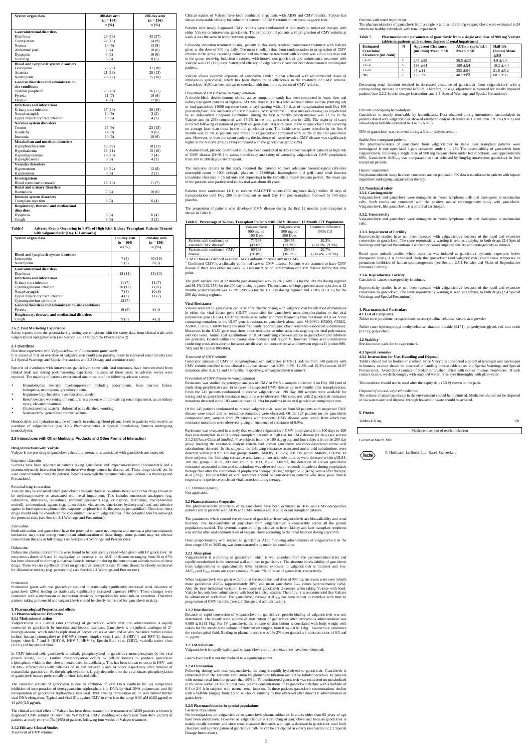| System organ class | 100-day arm (n = 164) n (%) | 200-day arm (n = 156) n (%) |
|---|---|---|
| **Gastrointestinal disorders** | | |
| Diarrhoea | 29 (18) | 42 (27) |
| Constipation | 22 (13) | 14 (9) |
| Nausea | 14 (9) | 13 (8) |
| Abdominal pain | 7 (4) | 10 (6) |
| Dyspepsia | 3 (2) | 10 (6) |
| Vomiting | 5 (3) | 8 (5) |
| **Blood and lymphatic system disorders** | | |
| Leucopenia | 33 (20) | 31 (20) |
| Anaemia | 21 (13) | 20 (13) |
| Neutropenia | 20 (12) | 15 (10) |
| **General disorders and administration site conditions** | | |
| Oedema peripheral | 29 (18) | 26 (17) |
| Pyrexia | 11 (7) | 10 (6) |
| Fatigue | 4 (2) | 12 (8) |
| **Infections and infestations** | | |
| Urinary tract infection | 17 (10) | 30 (19) |
| Nasopharyngitis | 14 (9) | 3 (2) |
| Upper respiratory tract infection | 10 (6) | 4 (3) |
| **Nervous system disorders** | | |
| Tremor | 15 (9) | 23 (15) |
| Headache | 14 (9) | 9 (6) |
| Insomnia | 10 (6) | 10 (6) |
| **Metabolism and nutrition disorders** | | |
| Hypophosphataemia | 19 (12) | 18 (12) |
| Hyperkalaemia | 18 (11) | 15 (10) |
| Hypomagnesaemia | 16 (10) | 7 (4) |
| Hyperglycaemia | 9 (5) | 4 (3) |
| **Vascular disorders** | | |
| Hypertension | 19 (12) | 12 (8) |
| Hypotension | 9 (5) | 2 (1) |
| **Investigations** | | |
| Blood creatinine increased | 16 (10) | 11 (7) |
| **Renal and urinary disorders** | | |
| Haematuria | 7 (4) | 10 (6) |
| **Immune system disorders** | | |
| Transplant rejection | 9 (5) | 6 (4) |
| **Respiratory, thoracic and mediastinal disorders** | | |
| Dyspnoea | 8 (5) | 6 (4) |
| Cough | 8 (5) | 3 (2) |

**Table 5 Adverse Events Occurring in ≥ 5% of High Risk Kidney Transplant Patients Treated with valganciclovir (Day 101 onwards)**

| System organ class | 100-day arm (n = 164) n (%) | 200-day arm (n = 156) n (%) |
|---|---|---|
| **Blood and lymphatic system disorders** | | |
| Leucopenia | 7 (4) | 30 (19) |
| Neutropenia | 5 (3) | 8 (5) |
| **Gastrointestinal disorders** | | |
| Diarrhoea | 18 (11) | 15 (10) |
| **Infections and infestations** | | |
| Urinary tract infection | 11 (7) | 11 (7) |
| Cytomegalovirus infection | 20 (12) | 1 (<1) |
| Nasopharyngitis | 7 (4) | 10 (6) |
| Upper respiratory tract infection | 4 (2) | 11 (7) |
| Cytomegalovirus syndrome | 12 (7) | - |
| **General disorders and administration site conditions** | | |
| Pyrexia | 10 (6) | 6 (4) |
| **Respiratory, thoracic and mediastinal disorders** | | |
| Cough | 9 (5) | 4 (3) |

### 2.6.2. Post Marketing Experience

Safety reports from the postmarketing setting are consistent with the safety data from clinical trials with valganciclovir and ganciclovir (see Section 2.6.1 Undesirable Effects-Table 2)

### 2.7 Overdose

*Overdose experience with Valganciclovir and intravenous ganciclovir*

It is expected that an overdose of valganciclovir could also possibly result in increased renal toxicity (see 2.4 Special Warnings and Special Precautions and 2.2 Dosage and administration).

Reports of overdoses with intravenous ganciclovir, some with fatal outcomes, have been received from clinical trials and during post-marketing experience. In some of these cases no adverse events were reported. The majority of patients experienced one or more of the following adverse events:

- *Hematological toxicity*: myelosuppression including pancytopenia, bone marrow failure, leukopenia, neutropenia, granulocytopenia
- *Hepatotoxicity*: hepatitis, liver function disorder
- *Renal toxicity*: worsening of hematuria in a patient with pre-existing renal impairment, acute kidney injury, elevated creatinine.
- *Gastrointestinal toxicity*: abdominal pain, diarrhea, vomiting
- *Neurotoxicity*: generalized tremor, seizure.

Hemodialysis and hydration may be of benefit in reducing blood plasma levels in patients who receive an overdose of valganciclovir (see 3.2.5 Pharmacokinetics in Special Populations, Patients undergoing hemodialysis).

### 2.8 Interactions with Other Medicinal Products and Other Forms of Interaction

**Drug interactions with Valcyte**

Valcyte is the pro-drug of ganciclovir; therefore interactions associated with ganciclovir are expected.

Imipenem-cilastatin

Seizures have been reported in patients taking ganciclovir and imipenem-cilastatin concomitantly and a pharmacodynamic interaction between these two drugs cannot be discounted. These drugs should not be used concomitantly unless the potential benefits outweigh the potential risks (see Section 2.4 Warnings and Precautions).

Potential drug interactions

Toxicity may be enhanced when ganciclovir / valganciclovir is co-administered with other drugs known to be myelosuppressive or associated with renal impairment. This includes nucleoside analogues (e.g. zidovudine, didanosine, stavudine), immunosuppressants (e.g. ciclosporin, tacrolimus, mycophenolate mofetil), antineoplastic agents (e.g. doxorubicin, vinblastine, vincristine, hydroxyurea) and anti-infective agents (trimethoprim/sulphonamides, dapsone, amphotericin B, flucytosine, pentamidine). Therefore, these drugs should only be considered for concomitant use with valganciclovir if the potential benefits outweigh the potential risks (see Section 2.4 Warnings and Precautions).

Zidovudine

Both zidovudine and ganciclovir have the potential to cause neutropenia and anemia, a pharmacodynamic interaction may occur during concomitant administration of these drugs, some patients may not tolerate concomitant therapy at full dosage (see Section 2.4 Warnings and Precautions).

Didanosine

Didanosine plasma concentrations were found to be consistently raised when given with IV ganciclovir. At intravenous doses of 5 and 10 mg/kg/day, an increase in the AUC of didanosine ranging from 38 to 67% has been observed confirming a pharmacokinetic interaction during the concomitant administration of these drugs. There was no significant effect on ganciclovir concentrations. Patients should be closely monitored for didanosine toxicity (e.g. pancreatitis) (see Section 2.4 Warnings and Precautions).

Probenecid

Probenecid given with oral ganciclovir resulted in statistically significantly decreased renal clearance of ganciclovir (20%) leading to statistically significantly increased exposure (40%). These changes were consistent with a mechanism of interaction involving competition for renal tubular excretion. Therefore patients taking probenecid and valganciclovir should be closely monitored for ganciclovir toxicity.

## 3. Pharmacological Properties and effects

### 3.1 Pharmacodynamic Properties

#### 3.1.1 Mechanism of action

Valganciclovir is a L-valyl ester (prodrug) of ganciclovir, which after oral administration is rapidly converted to ganciclovir by intestinal and hepatic esterases. Ganciclovir is a synthetic analogue of 2'-deoxyguanosine, which inhibits replication of herpes viruses *in vitro* and *in vivo*. Sensitive human viruses include human cytomegalovirus (HCMV), herpes simplex virus-1 and -2 (HSV-1 and HSV-2), human herpes virus-6, 7 and 8 (HHV-6, HHV-7, HHV-8), Epstein-Barr virus (EBV), varicella-zoster virus (VZV) and hepatitis B virus.

In CMV-infected cells ganciclovir is initially phosphorylated to ganciclovir monophosphate by the viral protein kinase, UL97. Further phosphorylation occurs by cellular kinases to produce ganciclovir triphosphate, which is then slowly metabolized intracellularly. This has been shown to occur in HSV- and HCMV- infected cells with half-lives of 18 and between 6 and 24 hours respectively after removal of extracellular ganciclovir. As the phosphorylation is largely dependent on the viral kinase, phosphorylation of ganciclovir occurs preferentially in virus-infected cells.

The virustatic activity of ganciclovir is due to inhibition of viral DNA synthesis by: (a) competitive inhibition of incorporation of deoxyguanosine-triphosphate into DNA by viral DNA polymerase, and (b) incorporation of ganciclovir triphosphate into viral DNA causing termination of, or very limited further viral DNA elongation. Typical anti-viral $IC_{50}$ against CMV *in vitro* is in the range 0.08 µM (0.02 µg/ml) to 14 µM (3.5 µg/ml).

The clinical antiviral effect of Valcyte has been demonstrated in the treatment of AIDS patients with newly diagnosed CMV retinitis (Clinical trial WV15376). CMV shedding was decreased from 46% (32/69) of patients at study entry to 7% (4/55) of patients following four weeks of Valcyte treatment.

#### 3.1.2 Efficacy/ Clinical Studies

*Treatment of CMV retinitis*

Clinical studies of Valcyte have been conducted in patients with AIDS and CMV retinitis. Valcyte has shown comparable efficacy for induction treatment of CMV retinitis to intravenous ganciclovir.

Patients with newly diagnosed CMV retinitis were randomized in one study to induction therapy with either Valcyte or intravenous ganciclovir. The proportion of patients with progression of CMV retinitis at week 4 was the same in both treatment groups.

Following induction treatment dosing, patients in this study received maintenance treatment with Valcyte given at the dose of 900 mg daily. The mean (median) time from randomization to progression of CMV retinitis in the group receiving induction and maintenance treatment with Valcyte was 226 (160) days and in the group receiving induction treatment with intravenous ganciclovir and maintenance treatment with Valcyte was 219 (125) days. Safety and efficacy of valganciclovir have not been demonstrated in transplant patients.

Valcyte allows systemic exposure of ganciclovir similar to that achieved with recommended doses of intravenous ganciclovir, which has been shown to be efficacious in the treatment of CMV retinitis. Ganciclovir AUC has been shown to correlate with time to progression of CMV retinitis.

*Prevention of CMV disease in transplantation*

A double-blind, double-dummy clinical active comparator study has been conducted in heart, liver and kidney transplant patients at high-risk of CMV disease (D+/R-) who received either Valcyte (900 mg od) or oral ganciclovir (1000 mg three times a day) starting within 10 days of transplantation until Day 100 post-transplant. The incidence of CMV disease (CMV syndrome + tissue invasive disease) as adjudicated by an independent Endpoint Committee, during the first 6 months post-transplant was 12.1% in the Valcyte arm (n=239) compared with 15.2% in the oral ganciclovir arm (n=125). The majority of cases occurred following cessation of prophylaxis (post-Day 100) with cases in the valganciclovir arm occurring on average later than those in the oral ganciclovir arm. The incidence of acute rejection in the first 6 months was 29.7% in patients randomized to valganciclovir compared with 36.0% in the oral ganciclovir arm. However, in liver transplant patients, the incidence of tissue-invasive CMV disease was significantly higher in the Valcyte group (14%) compared with the ganciclovir group (3%).

A double-blind, placebo controlled study has been conducted in 326 kidney transplant patients at high risk of CMV disease (D+/R-) to assess the efficacy and safety of extending valganciclovir CMV prophylaxis from 100 to 200 days post-transplant.

The inclusion criteria in this study required the patients to have adequate haematological (absolute neutrophil count > 1000 cells/µL, platelets > 25,000/µL, haemoglobin > 8 g/dL) and renal function (creatinine clearance > 15 mL/min and improving) in the immediate post-transplant period. The mean age of the patients who participated in this trial was about 48 years.

Patients were randomised (1:1) to receive VALCYTE tablets (900 mg once daily) within 10 days of transplantation until Day 200 post-transplant or until Day 100 post-transplant followed by 100 days placebo.

The proportion of patients who developed CMV disease during the first 12 months post-transplant is shown in Table 6.

**Table 6: Percentage of Kidney Transplant Patients with CMV Disease[1], 12 Month ITT Population**

| | Valganciclovir 900 mg od 100 Days | Valganciclovir 900 mg od 200 Days | Treatment difference (95% CI) |
|---|---|---|---|
| Patients with confirmed or assumed CMV disease[2] | 71/163 (43.6%) | 36/155 (23.2%) | -20.3% (-30.8%, -9.9%) |
| Patients with confirmed CMV disease | 60/163 (36.8%) | 25/155 (16.1%) | -20.7% (-30.4%, -10.9%) |

[1] CMV Disease is defined as either CMV syndrome or tissue invasive CMV
[2] Confirmed CMV is a clinically confirmed case of CMV disease. Patients were assumed to have CMV disease if there was either no week 52 assessment or no confirmation of CMV disease before this time point.

The graft survival rate at 12 months post-transplant was 98.2% (160/163) for the 100 day dosing regimen and 98.1% (152/155) for the 200 day dosing regimen. The incidence of biopsy proven acute rejection at 12 months post-transplant was 17.2% (28/163) for the 100 day dosing regimen and 11.0% (17/155) for the 200 day dosing regimen.

**Viral Resistance**

Viruses resistant to ganciclovir can arise after chronic dosing with valganciclovir by selection of mutations in either the viral kinase gene (UL97) responsible for ganciclovir monophosphorylation or the viral polymerase gene (UL54). UL97 mutations arise earlier and more frequently than mutations in UL54. Virus containing mutations in the UL97 gene is resistant to ganciclovir alone, with M460V/I, H520Q, C592G, A594V, L595S, C603W being the most frequently reported ganciclovir resistance-associated substitutions. Mutations in the UL54 gene may show cross-resistance to other antivirals targeting the viral polymerase, and vice versa. Amino acid substitutions in UL54 conferring cross-resistance to ganciclovir and cidofovir are generally located within the exonuclease domains and region V, however amino acid substitutions conferring cross-resistance to foscarnet are diverse, but concentrate at and between regions II (codon 696-742) and III (codon 805-845).

*Treatment of CMV retinitis*

Genotypic analysis of CMV in polymorphonuclear leukocytes (PMNL) isolates from 148 patients with CMV retinitis enrolled in one clinical study has shown that 2.2%, 6.5%, 12.8% and 15.3% contain UL97 mutations after 3, 6, 12 and 18 months, respectively, of valganciclovir treatment.

*Prevention of CMV disease in transplantation*

Resistance was studied by genotypic analysis of CMV in PMNL samples collected i) on Day 100 (end of study drug prophylaxis) and ii) in cases of suspected CMV disease up to 6 months after transplantation. From the 245 patients randomized to receive valganciclovir, 198 Day 100 samples were available for testing and no ganciclovir resistance mutations were observed. This compares with 2 ganciclovir resistance mutations detected in the 103 samples tested (1.9%) for patients in the oral ganciclovir comparator arm.

Of the 245 patients randomized to receive valganciclovir, samples from 50 patients with suspected CMV disease were tested and no resistance mutations were observed. Of the 127 patients on the ganciclovir comparator arm, samples from 29 patients with suspected CMV disease were tested, from which two resistance mutations were observed, giving an incidence of resistance of 6.9%.

Resistance was evaluated in a study that extended valganciclovir CMV prophylaxis from 100 days to 200 days post-transplant in adult kidney transplant patients at high risk for CMV disease (D+/R-) (see section 3.1.2 *Efficacy/Clinical Studies*). Five subjects from the 100 day group and four subjects from the 200 day group meeting the resistance analysis criteria had known ganciclovir resistance-associated amino acid substitutions detected. In six subjects, the following resistance associated amino acid substitutions were detected within pUL97: 100 day group: A440V, M460V, C592G; 200 day group: M460V, C603W. In three subjects, the following resistance-associated amino acid substitutions were detected within pUL54: 100 day group: E315D, 200 day group: E315D, P522S. Overall, the detection of known ganciclovir resistance-associated amino acid substitutions was observed more frequently in patients during prophylaxis therapy than after the completion of prophylaxis therapy (during therapy: 5/12 [42%] versus after therapy: 4/58 [7%]). The possibility of viral resistance should be considered in patients who show poor clinical response or experience persistent viral excretion during therapy.

3.1.3 Immunogenicity

Not applicable.

### 3.2 Pharmacokinetics Properties

The pharmacokinetic properties of valganciclovir have been evaluated in HIV- and CMV-seropositive patients and in patients with AIDS and CMV retinitis and in solid organ transplant patients.

The parameters which control the exposure of ganciclovir from valganciclovir are bioavailability and renal function. The bioavailability of ganciclovir from valganciclovir is comparable across all the patient populations studied. The systemic exposure of ganciclovir to heart, kidney and liver transplant recipients was similar after oral administration of valganciclovir according to the renal function dosing algorithm.

Dose proportionality with respect to ganciclovir AUC following administration of valganciclovir in the dose range 450 to 2625 mg was demonstrated only under fed conditions.

#### 3.2.1 Absorption

Valganciclovir is a prodrug of ganciclovir, which is well absorbed from the gastrointestinal tract and rapidly metabolized in the intestinal wall and liver to ganciclovir. The absolute bioavailability of ganciclovir from valganciclovir is approximately 60%. Systemic exposure to valganciclovir is transient and low. $AUC_{24}$ and $C_{max}$ values are approximately 1% and 3% of those of ganciclovir, respectively.

When valganciclovir was given with food at the recommended dose of 900 mg, increases were seen in both mean ganciclovir $AUC_{24}$ (approximately 30%) and mean ganciclovir $C_{max}$ values (approximately 14%). Also the inter-individual variation in exposure of ganciclovir decreases when taking Valcyte with food. Valcyte has only been administered with food in clinical studies. Therefore, it is recommended that Valcyte be administered with food. For ganciclovir, average $AUC_{0-24}$ has been shown to correlate with time to progression of CMV retinitis. (see 2.2 Dosage and Administration).

#### 3.2.2 Distribution

Because of rapid conversion of valganciclovir to ganciclovir, protein binding of valganciclovir was not determined. The steady state volume of distribution of ganciclovir after intravenous administration was 0.680 ± 0.161 l/kg. For IV ganciclovir, the volume of distribution is correlated with body weight with values for the steady state volume of distribution ranging from 0.54 – 0.87 L/kg. Ganciclovir penetrates the cerebrospinal fluid. Binding to plasma proteins was 1%-2% over ganciclovir concentrations of 0.5 and 51 µg/mL.

#### 3.2.3 Metabolism

Valganciclovir is rapidly hydrolyzed to ganciclovir; no other metabolites have been detected.

Ganciclovir itself is not metabolized to a significant extent.

#### 3.2.4 Elimination

Following dosing with oral valganciclovir, the drug is rapidly hydrolyzed to ganciclovir. Ganciclovir is eliminated from the systemic circulation by glomerular filtration and active tubular secretion. In patients with normal renal function greater than 90% of IV administered ganciclovir was recovered un-metabolized in the urine within 24 hours. Post peak plasma concentrations of valganciclovir decline with a half-life of 0.4 to 2.0 h in subjects with normal renal function. In these patients ganciclovir concentrations decline with a half-life ranging from 3.5 to 4.5 hours similarly to that observed after direct IV administration of ganciclovir.

#### 3.2.5 Pharmacokinetics in special populations

Geriatric Population

No investigations on valganciclovir or ganciclovir pharmacokinetics in adults older than 65 years of age have been undertaken. However as valganciclovir is a pro-drug of ganciclovir and because ganciclovir is mainly renally excreted and since renal clearance decreases with age, a decrease in ganciclovir total body clearance and a prolongation of ganciclovir half-life can be anticipated in elderly (see Section 2.2.1 Special Dosage Instructions).

*Patients with renal impairment*

The pharmacokinetics of ganciclovir from a single oral dose of 900 mg valganciclovir were evaluated in 24 otherwise healthy individuals with renal impairment.

**Table 7 Pharmacokinetic parameters of ganciclovir from a single oral dose of 900 mg Valcyte tablets in patients with various degrees of renal impairment**

| Estimated Creatinine Clearance (mL/min) | N | Apparent Clearance (mL/min) Mean ±SD | $AUC_{last}$ (µg·h/mL) Mean ±SD | Half-life (hours) Mean ±SD |
|---|---|---|---|---|
| 51-70 | 6 | 249 ±99 | 50.5 ±23 | 4.9 ±1.4 |
| 21-50 | 6 | 136 ±64 | 100 ±54 | 10.2 ±4.4 |
| 11-20 | 6 | 45 ±11 | 252 ±64 | 21.8 ±5.2 |
| ≤10 | 6 | 12.8 ±8 | 407 ±83 | 68.1 ±35 |

Decreasing renal function resulted in decreased clearance of ganciclovir from valganciclovir with a corresponding increase in terminal half-life. Therefore, dosage adjustment is required for renally impaired patients (see 2.2.2 Special dosage instructions and 2.4 Special Warnings and Special Precautions).

*Patients undergoing hemodialysis*

Ganciclovir is readily removable by hemodialysis. Data obtained during intermittent haemodialysis in patients dosed with valganciclovir showed estimated dialysis clearance as 138 mL/min ± 9.1% (N = 3) and intra-dialysis half-life estimated to 3.47 h (N = 6).

55% of ganciclovir was removed during a 3 hour dialysis session.

*Stable liver transplant patients*

The pharmacokinetics of ganciclovir from valganciclovir in stable liver transplant patients were investigated in one open label 4-part crossover study (n = 28). The bioavailability of ganciclovir from valganciclovir, following a single dose of 900 mg valganciclovir under fed conditions, was approximately 60%. Ganciclovir $AUC_{0-24}$ was comparable to that achieved by 5mg/kg intravenous ganciclovir in liver transplant patients.

*Hepatic impairment*

No pharmacokinetic study has been conducted and no population PK data was collected in patients with hepatic impairment undergoing valganciclovir therapy.

### 3.3. Nonclinical safety

#### 3.3.1. Carcinogenicity

Valganciclovir and ganciclovir were mutagenic in mouse lymphoma cells and clastogenic in mammalian cells. Such results are consistent with the positive mouse carcinogenicity study with ganciclovir. Valganciclovir, like ganciclovir, is a potential carcinogen.

#### 3.3.2. Genotoxicity

Valganciclovir and ganciclovir were mutagenic in mouse lymphoma cells and clastogenic in mammalian cells.

#### 3.3.3. Impairment of Fertility

Reprotoxicity studies have not been repeated with valganciclovir because of the rapid and extensive conversion to ganciclovir. The same reprotoxicity warning is seen as applying to both drugs (2.4 Special Warnings and Special Precautions. Ganciclovir causes impaired fertility and teratogenicity in animals.

Based upon animals studies where aspermia was induced at ganciclovir systemic exposures below therapeutic levels, it is considered likely that ganciclovir (and valganciclovir) could cause temporary or permanent inhibition of human spermatogenesis (see Section 2.5.1 Females and Males of Reproductive Potential, Fertility).

#### 3.3.4. Reproductive Toxicity

Ganciclovir causes teratogenicity in animals.

Reprotoxicity studies have not been repeated with valganciclovir because of the rapid and extensive conversion to ganciclovir. The same reprotoxicity warning is seen as applying to both drugs (2.4 Special Warnings and Special Precautions).

## 4. Pharmaceutical Particulars

### 4.1 List of Excipients:

*Tablet core*: povidone, crospovidone, microcrystalline cellulose, stearic acid powder

*Tablet coat*: hydroxypropyl methylcellulose, titanium dioxide (E171), polyethylene glycol, red iron oxide (E172), polysorbate

### 4.2 Stability

See also outer pack for storage remark.

### 4.3 Special remarks

#### 4.3.1 Instructions for Use, Handling and Disposal

Tablets should not be broken or crushed. Since Valcyte is considered a potential teratogen and carcinogen in humans, caution should be observed in handling broken tablets (see 2.4 Special Warnings and Special Precautions). Avoid direct contact of broken or crushed tablets with skin or mucous membranes. If such contact occurs, wash thoroughly with soap and water, rinse eyes thoroughly with plain water.

This medicine should not be used after the expiry date (EXP) shown on the pack.

*Disposal of unused/ expired medicines*

The release of pharmaceuticals in the environment should be minimized. Medicines should not be disposed of via wastewater and disposal through household waste should be avoided.

## 5. Packs

Tablets 450 mg 60

Medicine: keep out of reach of children

Current at March 2018

Roche F. Hoffmann-La Roche Ltd, Basel, Switzerland